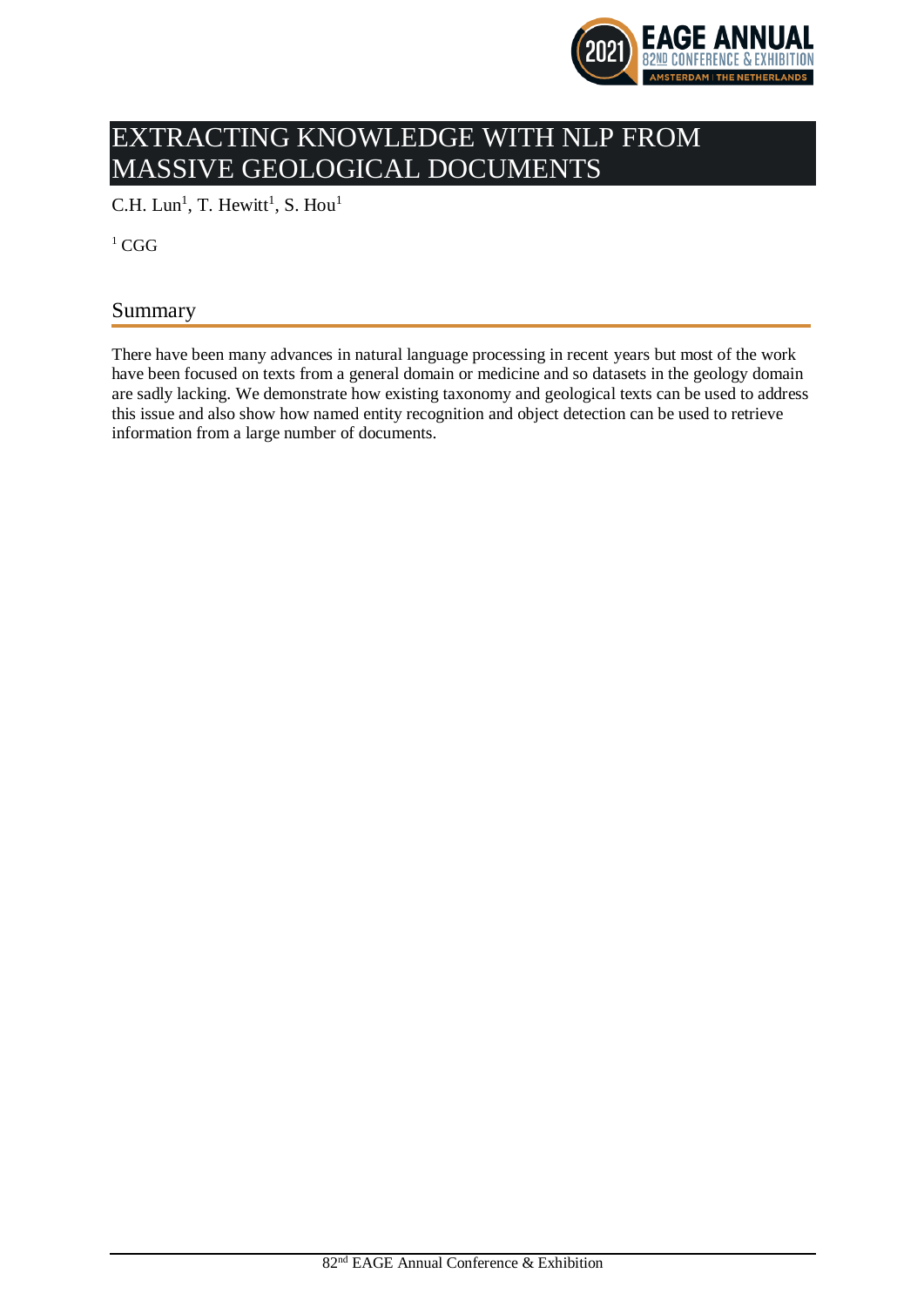# EXTRACTING KNOWLEDGE WITH NLP FROM MASSIVE GEOLOGICAL DOCUMENTS

C.H. Lun[1], T. Hewitt[1], S. Hou[1]

[1] CGG

## Summary

There have been many advances in natural language processing in recent years but most of the work have been focused on texts from a general domain or medicine and so datasets in the geology domain are sadly lacking. We demonstrate how existing taxonomy and geological texts can be used to address this issue and also show how named entity recognition and object detection can be used to retrieve information from a large number of documents.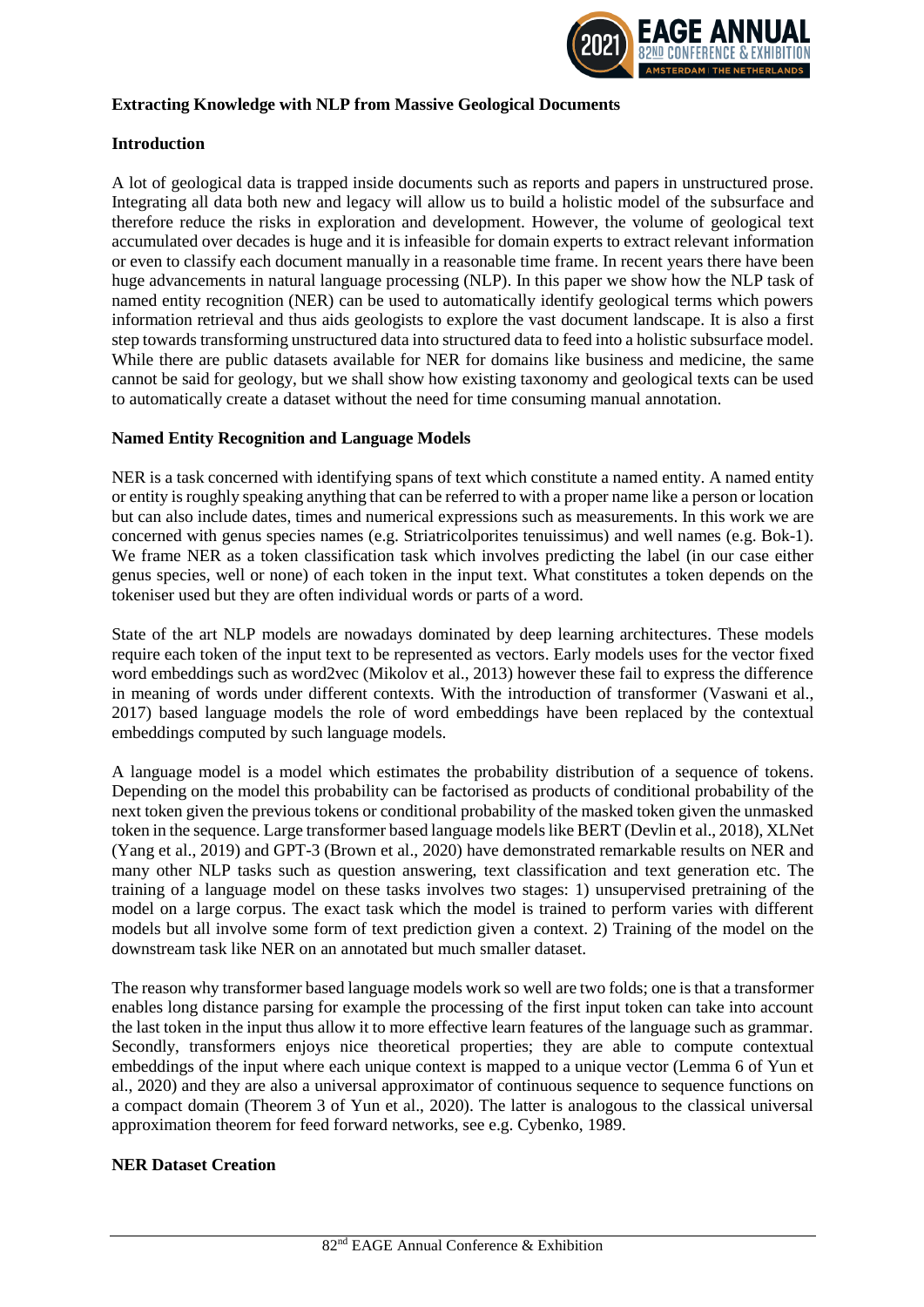## Extracting Knowledge with NLP from Massive Geological Documents

### Introduction

A lot of geological data is trapped inside documents such as reports and papers in unstructured prose. Integrating all data both new and legacy will allow us to build a holistic model of the subsurface and therefore reduce the risks in exploration and development. However, the volume of geological text accumulated over decades is huge and it is infeasible for domain experts to extract relevant information or even to classify each document manually in a reasonable time frame. In recent years there have been huge advancements in natural language processing (NLP). In this paper we show how the NLP task of named entity recognition (NER) can be used to automatically identify geological terms which powers information retrieval and thus aids geologists to explore the vast document landscape. It is also a first step towards transforming unstructured data into structured data to feed into a holistic subsurface model. While there are public datasets available for NER for domains like business and medicine, the same cannot be said for geology, but we shall show how existing taxonomy and geological texts can be used to automatically create a dataset without the need for time consuming manual annotation.

### Named Entity Recognition and Language Models

NER is a task concerned with identifying spans of text which constitute a named entity. A named entity or entity is roughly speaking anything that can be referred to with a proper name like a person or location but can also include dates, times and numerical expressions such as measurements. In this work we are concerned with genus species names (e.g. Striatricolporites tenuissimus) and well names (e.g. Bok-1). We frame NER as a token classification task which involves predicting the label (in our case either genus species, well or none) of each token in the input text. What constitutes a token depends on the tokeniser used but they are often individual words or parts of a word.

State of the art NLP models are nowadays dominated by deep learning architectures. These models require each token of the input text to be represented as vectors. Early models uses for the vector fixed word embeddings such as word2vec (Mikolov et al., 2013) however these fail to express the difference in meaning of words under different contexts. With the introduction of transformer (Vaswani et al., 2017) based language models the role of word embeddings have been replaced by the contextual embeddings computed by such language models.

A language model is a model which estimates the probability distribution of a sequence of tokens. Depending on the model this probability can be factorised as products of conditional probability of the next token given the previous tokens or conditional probability of the masked token given the unmasked token in the sequence. Large transformer based language models like BERT (Devlin et al., 2018), XLNet (Yang et al., 2019) and GPT-3 (Brown et al., 2020) have demonstrated remarkable results on NER and many other NLP tasks such as question answering, text classification and text generation etc. The training of a language model on these tasks involves two stages: 1) unsupervised pretraining of the model on a large corpus. The exact task which the model is trained to perform varies with different models but all involve some form of text prediction given a context. 2) Training of the model on the downstream task like NER on an annotated but much smaller dataset.

The reason why transformer based language models work so well are two folds; one is that a transformer enables long distance parsing for example the processing of the first input token can take into account the last token in the input thus allow it to more effective learn features of the language such as grammar. Secondly, transformers enjoys nice theoretical properties; they are able to compute contextual embeddings of the input where each unique context is mapped to a unique vector (Lemma 6 of Yun et al., 2020) and they are also a universal approximator of continuous sequence to sequence functions on a compact domain (Theorem 3 of Yun et al., 2020). The latter is analogous to the classical universal approximation theorem for feed forward networks, see e.g. Cybenko, 1989.

### NER Dataset Creation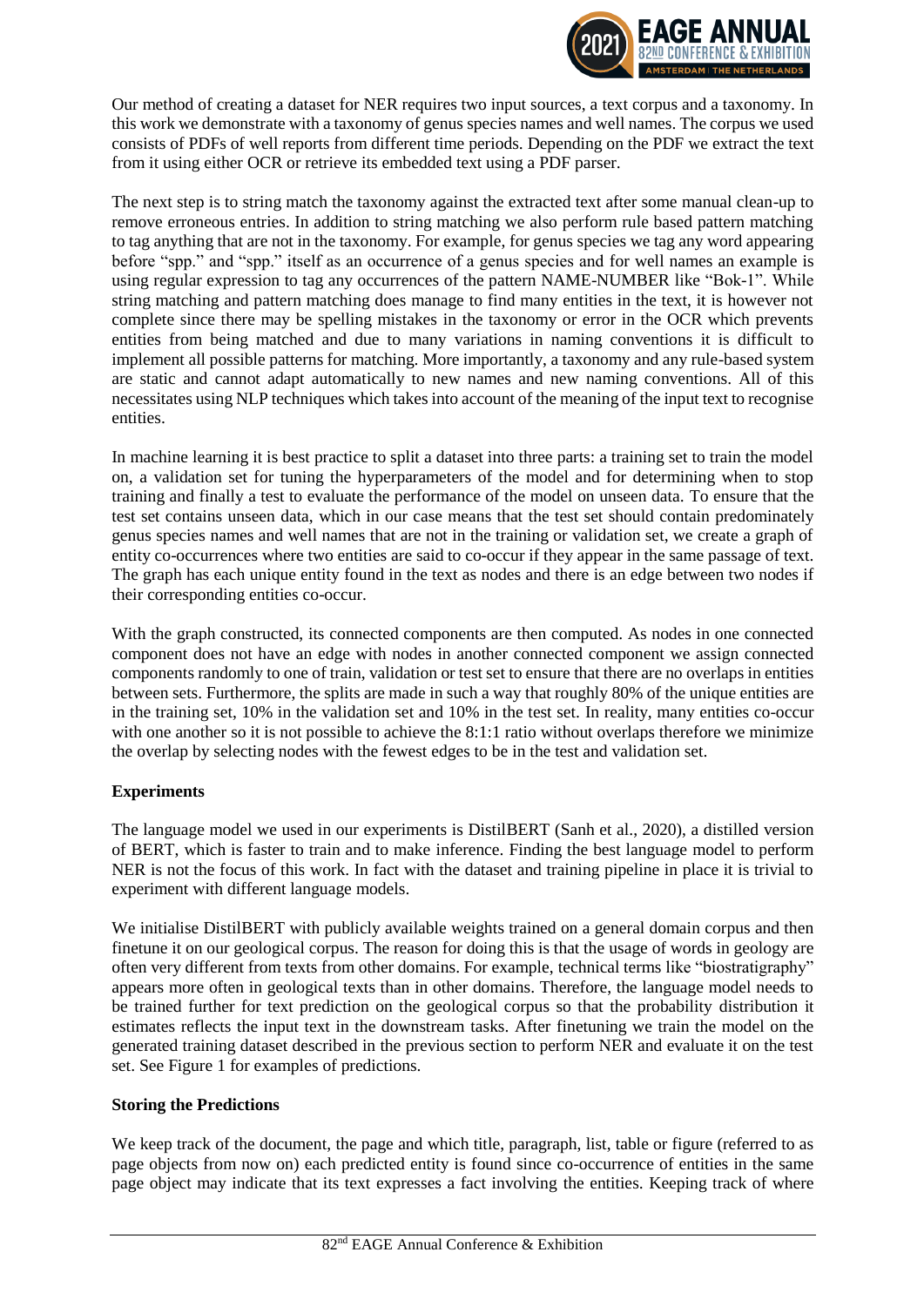Our method of creating a dataset for NER requires two input sources, a text corpus and a taxonomy. In this work we demonstrate with a taxonomy of genus species names and well names. The corpus we used consists of PDFs of well reports from different time periods. Depending on the PDF we extract the text from it using either OCR or retrieve its embedded text using a PDF parser.

The next step is to string match the taxonomy against the extracted text after some manual clean-up to remove erroneous entries. In addition to string matching we also perform rule based pattern matching to tag anything that are not in the taxonomy. For example, for genus species we tag any word appearing before "spp." and "spp." itself as an occurrence of a genus species and for well names an example is using regular expression to tag any occurrences of the pattern NAME-NUMBER like "Bok-1". While string matching and pattern matching does manage to find many entities in the text, it is however not complete since there may be spelling mistakes in the taxonomy or error in the OCR which prevents entities from being matched and due to many variations in naming conventions it is difficult to implement all possible patterns for matching. More importantly, a taxonomy and any rule-based system are static and cannot adapt automatically to new names and new naming conventions. All of this necessitates using NLP techniques which takes into account of the meaning of the input text to recognise entities.

In machine learning it is best practice to split a dataset into three parts: a training set to train the model on, a validation set for tuning the hyperparameters of the model and for determining when to stop training and finally a test to evaluate the performance of the model on unseen data. To ensure that the test set contains unseen data, which in our case means that the test set should contain predominately genus species names and well names that are not in the training or validation set, we create a graph of entity co-occurrences where two entities are said to co-occur if they appear in the same passage of text. The graph has each unique entity found in the text as nodes and there is an edge between two nodes if their corresponding entities co-occur.

With the graph constructed, its connected components are then computed. As nodes in one connected component does not have an edge with nodes in another connected component we assign connected components randomly to one of train, validation or test set to ensure that there are no overlaps in entities between sets. Furthermore, the splits are made in such a way that roughly 80% of the unique entities are in the training set, 10% in the validation set and 10% in the test set. In reality, many entities co-occur with one another so it is not possible to achieve the 8:1:1 ratio without overlaps therefore we minimize the overlap by selecting nodes with the fewest edges to be in the test and validation set.

**Experiments**

The language model we used in our experiments is DistilBERT (Sanh et al., 2020), a distilled version of BERT, which is faster to train and to make inference. Finding the best language model to perform NER is not the focus of this work. In fact with the dataset and training pipeline in place it is trivial to experiment with different language models.

We initialise DistilBERT with publicly available weights trained on a general domain corpus and then finetune it on our geological corpus. The reason for doing this is that the usage of words in geology are often very different from texts from other domains. For example, technical terms like "biostratigraphy" appears more often in geological texts than in other domains. Therefore, the language model needs to be trained further for text prediction on the geological corpus so that the probability distribution it estimates reflects the input text in the downstream tasks. After finetuning we train the model on the generated training dataset described in the previous section to perform NER and evaluate it on the test set. See Figure 1 for examples of predictions.

**Storing the Predictions**

We keep track of the document, the page and which title, paragraph, list, table or figure (referred to as page objects from now on) each predicted entity is found since co-occurrence of entities in the same page object may indicate that its text expresses a fact involving the entities. Keeping track of where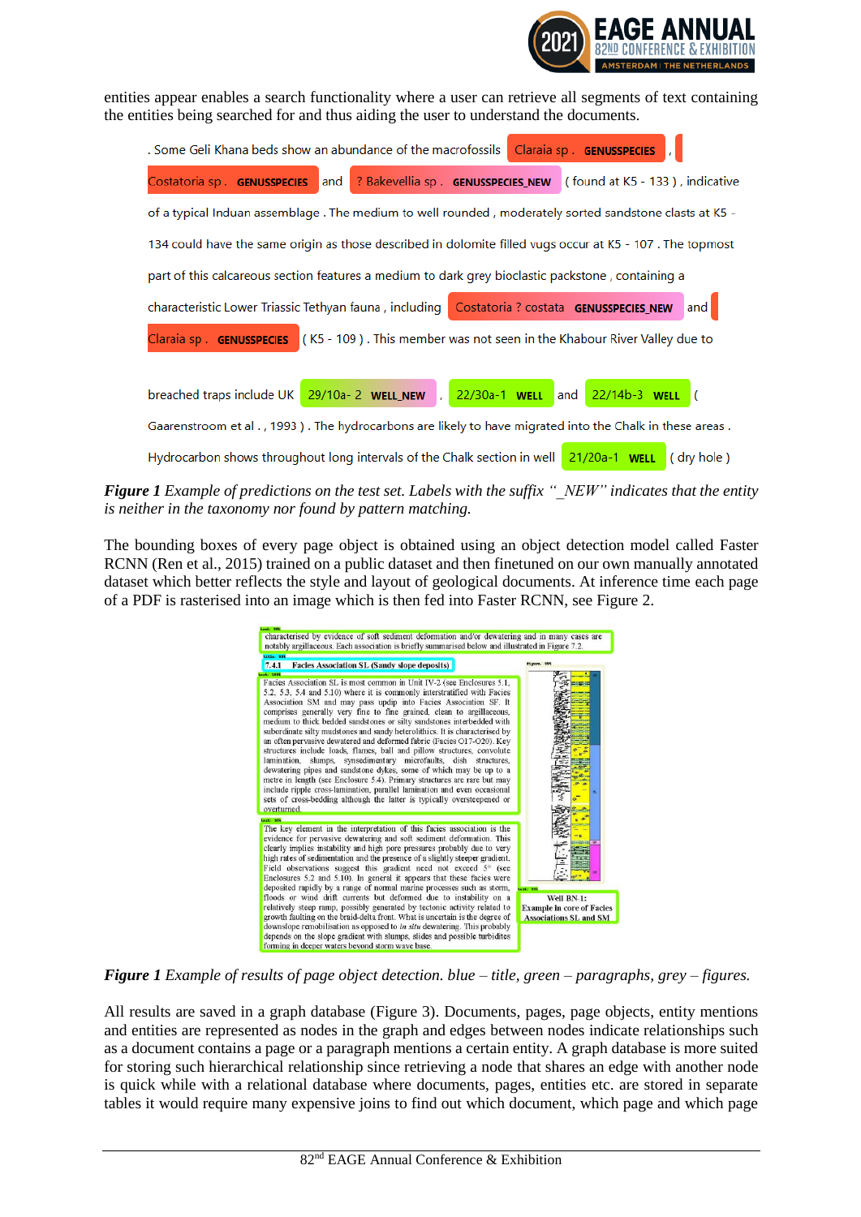entities appear enables a search functionality where a user can retrieve all segments of text containing the entities being searched for and thus aiding the user to understand the documents.

. Some Geli Khana beds show an abundance of the macrofossils Claraia sp . GENUSSPECIES , Costatoria sp . GENUSSPECIES and ? Bakevellia sp . GENUSSPECIES_NEW ( found at K5 - 133 ) , indicative of a typical Induan assemblage . The medium to well rounded , moderately sorted sandstone clasts at K5 - 134 could have the same origin as those described in dolomite filled vugs occur at K5 - 107 . The topmost part of this calcareous section features a medium to dark grey bioclastic packstone , containing a characteristic Lower Triassic Tethyan fauna , including Costatoria ? costata GENUSSPECIES_NEW and Claraia sp . GENUSSPECIES ( K5 - 109 ) . This member was not seen in the Khabour River Valley due to

breached traps include UK 29/10a- 2 WELL_NEW , 22/30a-1 WELL and 22/14b-3 WELL ( Gaarenstroom et al . , 1993 ) . The hydrocarbons are likely to have migrated into the Chalk in these areas . Hydrocarbon shows throughout long intervals of the Chalk section in well 21/20a-1 WELL ( dry hole )

***Figure 1*** *Example of predictions on the test set. Labels with the suffix "_NEW" indicates that the entity is neither in the taxonomy nor found by pattern matching.*

The bounding boxes of every page object is obtained using an object detection model called Faster RCNN (Ren et al., 2015) trained on a public dataset and then finetuned on our own manually annotated dataset which better reflects the style and layout of geological documents. At inference time each page of a PDF is rasterised into an image which is then fed into Faster RCNN, see Figure 2.

***Figure 1*** *Example of results of page object detection. blue – title, green – paragraphs, grey – figures.*

All results are saved in a graph database (Figure 3). Documents, pages, page objects, entity mentions and entities are represented as nodes in the graph and edges between nodes indicate relationships such as a document contains a page or a paragraph mentions a certain entity. A graph database is more suited for storing such hierarchical relationship since retrieving a node that shares an edge with another node is quick while with a relational database where documents, pages, entities etc. are stored in separate tables it would require many expensive joins to find out which document, which page and which page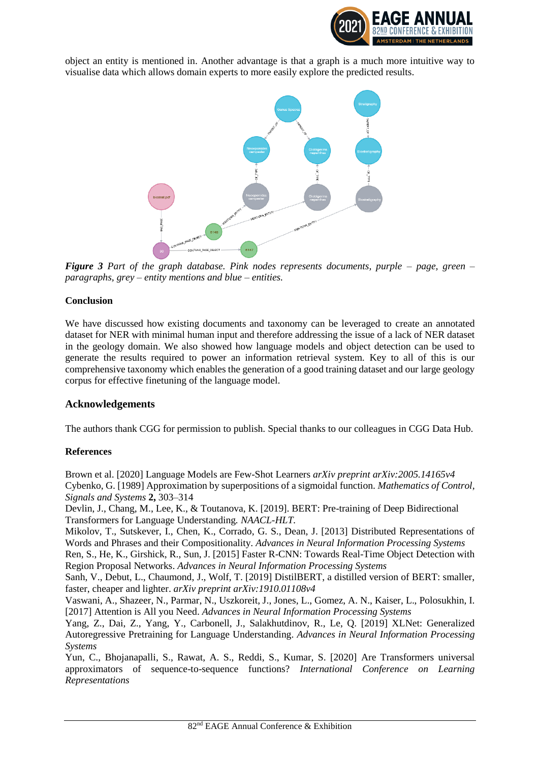object an entity is mentioned in. Another advantage is that a graph is a much more intuitive way to visualise data which allows domain experts to more easily explore the predicted results.

*Figure 3 Part of the graph database. Pink nodes represents documents, purple – page, green – paragraphs, grey – entity mentions and blue – entities.*

**Conclusion**

We have discussed how existing documents and taxonomy can be leveraged to create an annotated dataset for NER with minimal human input and therefore addressing the issue of a lack of NER dataset in the geology domain. We also showed how language models and object detection can be used to generate the results required to power an information retrieval system. Key to all of this is our comprehensive taxonomy which enables the generation of a good training dataset and our large geology corpus for effective finetuning of the language model.

## Acknowledgements

The authors thank CGG for permission to publish. Special thanks to our colleagues in CGG Data Hub.

**References**

Brown et al. [2020] Language Models are Few-Shot Learners *arXiv preprint arXiv:2005.14165v4*
Cybenko, G. [1989] Approximation by superpositions of a sigmoidal function. *Mathematics of Control, Signals and Systems* **2,** 303–314
Devlin, J., Chang, M., Lee, K., & Toutanova, K. [2019]. BERT: Pre-training of Deep Bidirectional Transformers for Language Understanding. *NAACL-HLT.*
Mikolov, T., Sutskever, I., Chen, K., Corrado, G. S., Dean, J. [2013] Distributed Representations of Words and Phrases and their Compositionality. *Advances in Neural Information Processing Systems*
Ren, S., He, K., Girshick, R., Sun, J. [2015] Faster R-CNN: Towards Real-Time Object Detection with Region Proposal Networks. *Advances in Neural Information Processing Systems*
Sanh, V., Debut, L., Chaumond, J., Wolf, T. [2019] DistilBERT, a distilled version of BERT: smaller, faster, cheaper and lighter. *arXiv preprint arXiv:1910.01108v4*
Vaswani, A., Shazeer, N., Parmar, N., Uszkoreit, J., Jones, L., Gomez, A. N., Kaiser, L., Polosukhin, I. [2017] Attention is All you Need. *Advances in Neural Information Processing Systems*
Yang, Z., Dai, Z., Yang, Y., Carbonell, J., Salakhutdinov, R., Le, Q. [2019] XLNet: Generalized Autoregressive Pretraining for Language Understanding. *Advances in Neural Information Processing Systems*
Yun, C., Bhojanapalli, S., Rawat, A. S., Reddi, S., Kumar, S. [2020] Are Transformers universal approximators of sequence-to-sequence functions? *International Conference on Learning Representations*